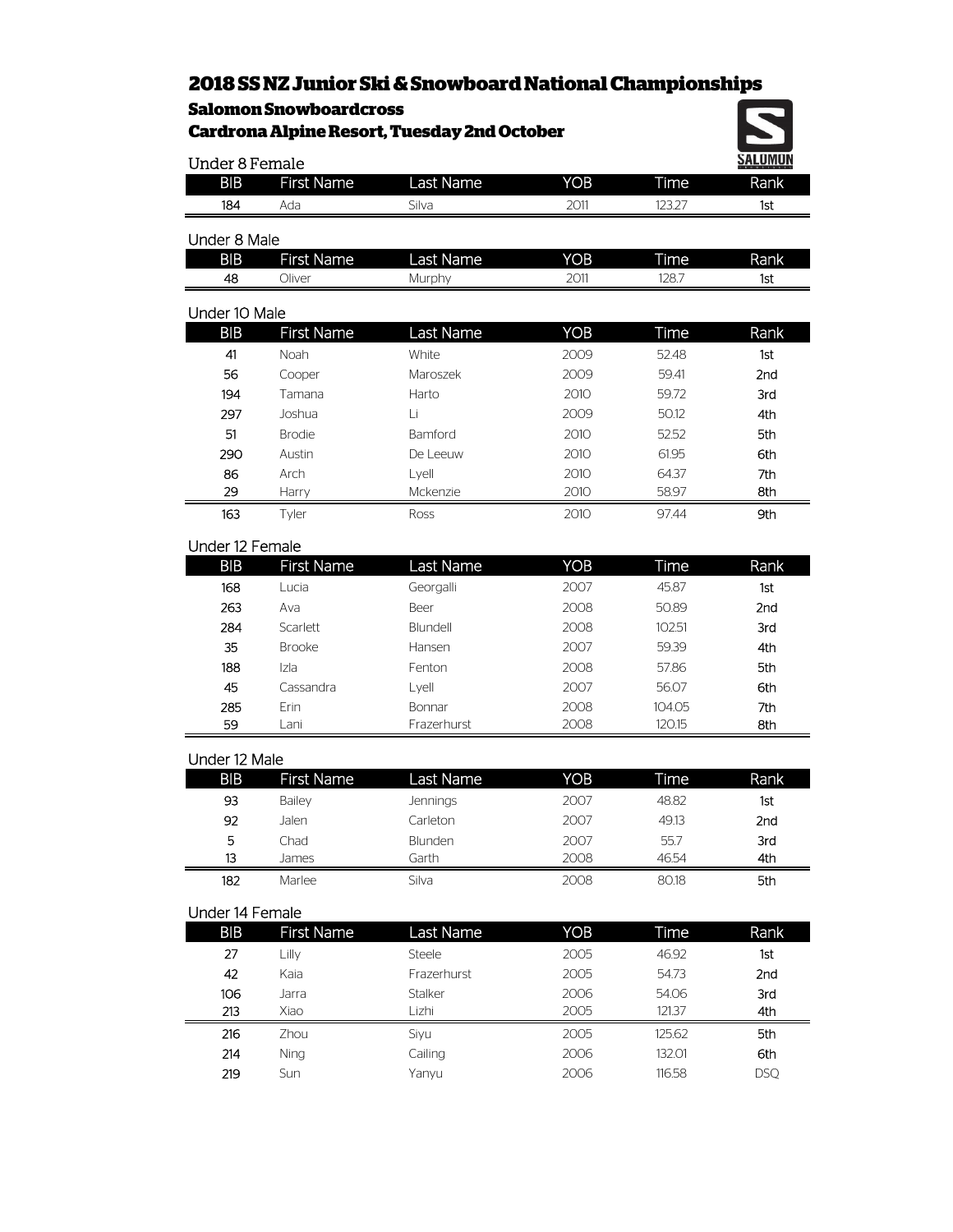# 2018 SS NZ Junior Ski & Snowboard National Championships

## Salomon Snowboardcross

## Cardrona Alpine Resort, Tuesday 2nd October

### Under 8 Female

| BIB | First Name | Last Name | YOB | Time | Rank |
|---|---|---|---|---|---|
| 184 | Ada | Silva | 2011 | 123.27 | 1st |

### Under 8 Male

| BIB | First Name | Last Name | YOB | Time | Rank |
|---|---|---|---|---|---|
| 48 | Oliver | Murphy | 2011 | 128.7 | 1st |

### Under 10 Male

| BIB | First Name | Last Name | YOB | Time | Rank |
|---|---|---|---|---|---|
| 41 | Noah | White | 2009 | 52.48 | 1st |
| 56 | Cooper | Maroszek | 2009 | 59.41 | 2nd |
| 194 | Tamana | Harto | 2010 | 59.72 | 3rd |
| 297 | Joshua | Li | 2009 | 50.12 | 4th |
| 51 | Brodie | Bamford | 2010 | 52.52 | 5th |
| 290 | Austin | De Leeuw | 2010 | 61.95 | 6th |
| 86 | Arch | Lyell | 2010 | 64.37 | 7th |
| 29 | Harry | Mckenzie | 2010 | 58.97 | 8th |
| 163 | Tyler | Ross | 2010 | 97.44 | 9th |

### Under 12 Female

| BIB | First Name | Last Name | YOB | Time | Rank |
|---|---|---|---|---|---|
| 168 | Lucia | Georgalli | 2007 | 45.87 | 1st |
| 263 | Ava | Beer | 2008 | 50.89 | 2nd |
| 284 | Scarlett | Blundell | 2008 | 102.51 | 3rd |
| 35 | Brooke | Hansen | 2007 | 59.39 | 4th |
| 188 | Izla | Fenton | 2008 | 57.86 | 5th |
| 45 | Cassandra | Lyell | 2007 | 56.07 | 6th |
| 285 | Erin | Bonnar | 2008 | 104.05 | 7th |
| 59 | Lani | Frazerhurst | 2008 | 120.15 | 8th |

### Under 12 Male

| BIB | First Name | Last Name | YOB | Time | Rank |
|---|---|---|---|---|---|
| 93 | Bailey | Jennings | 2007 | 48.82 | 1st |
| 92 | Jalen | Carleton | 2007 | 49.13 | 2nd |
| 5 | Chad | Blunden | 2007 | 55.7 | 3rd |
| 13 | James | Garth | 2008 | 46.54 | 4th |
| 182 | Marlee | Silva | 2008 | 80.18 | 5th |

### Under 14 Female

| BIB | First Name | Last Name | YOB | Time | Rank |
|---|---|---|---|---|---|
| 27 | Lilly | Steele | 2005 | 46.92 | 1st |
| 42 | Kaia | Frazerhurst | 2005 | 54.73 | 2nd |
| 106 | Jarra | Stalker | 2006 | 54.06 | 3rd |
| 213 | Xiao | Lizhi | 2005 | 121.37 | 4th |
| 216 | Zhou | Siyu | 2005 | 125.62 | 5th |
| 214 | Ning | Cailing | 2006 | 132.01 | 6th |
| 219 | Sun | Yanyu | 2006 | 116.58 | DSQ |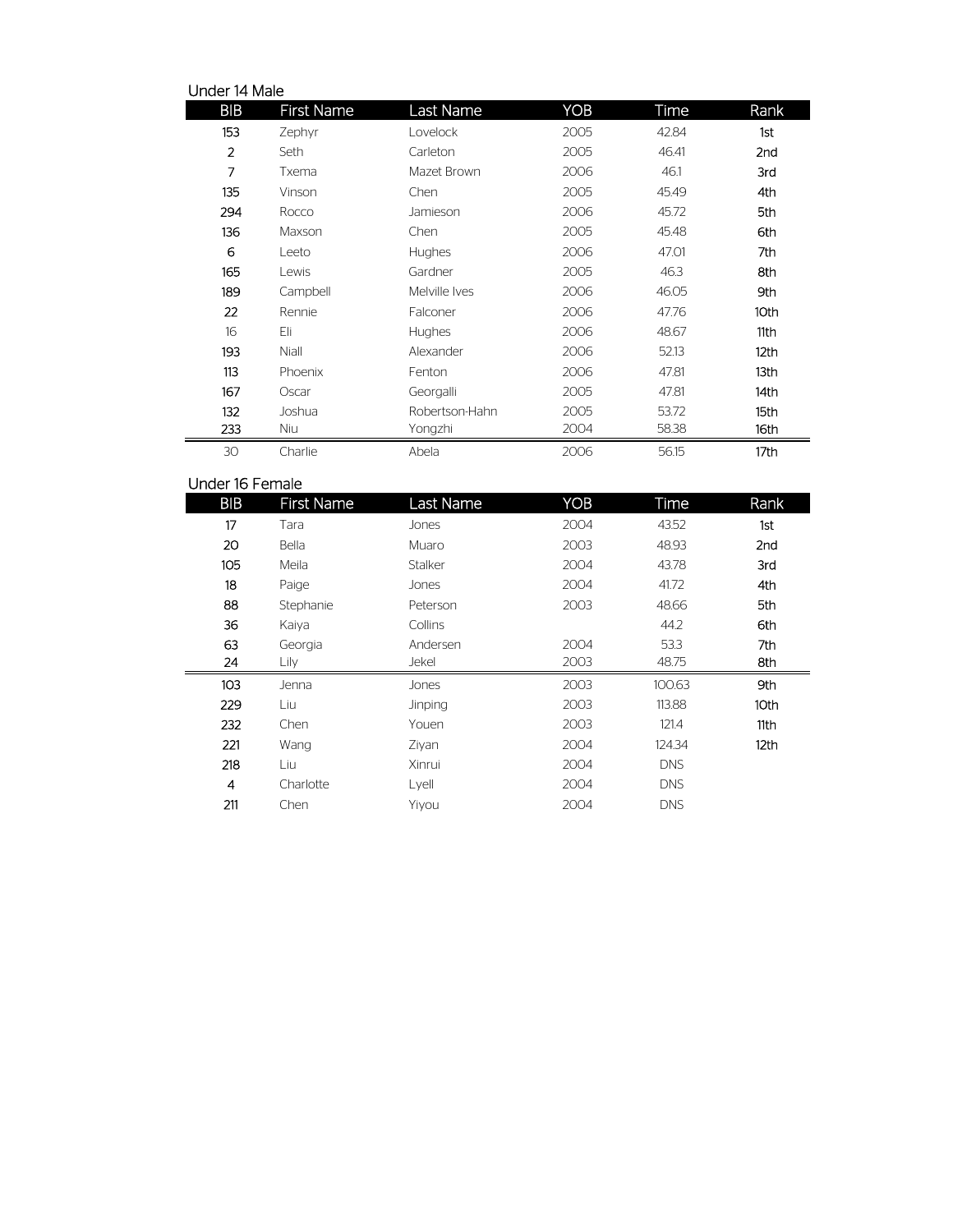Under 14 Male

| BIB | First Name | Last Name | YOB | Time | Rank |
|---|---|---|---|---|---|
| 153 | Zephyr | Lovelock | 2005 | 42.84 | 1st |
| 2 | Seth | Carleton | 2005 | 46.41 | 2nd |
| 7 | Txema | Mazet Brown | 2006 | 46.1 | 3rd |
| 135 | Vinson | Chen | 2005 | 45.49 | 4th |
| 294 | Rocco | Jamieson | 2006 | 45.72 | 5th |
| 136 | Maxson | Chen | 2005 | 45.48 | 6th |
| 6 | Leeto | Hughes | 2006 | 47.01 | 7th |
| 165 | Lewis | Gardner | 2005 | 46.3 | 8th |
| 189 | Campbell | Melville Ives | 2006 | 46.05 | 9th |
| 22 | Rennie | Falconer | 2006 | 47.76 | 10th |
| 16 | Eli | Hughes | 2006 | 48.67 | 11th |
| 193 | Niall | Alexander | 2006 | 52.13 | 12th |
| 113 | Phoenix | Fenton | 2006 | 47.81 | 13th |
| 167 | Oscar | Georgalli | 2005 | 47.81 | 14th |
| 132 | Joshua | Robertson-Hahn | 2005 | 53.72 | 15th |
| 233 | Niu | Yongzhi | 2004 | 58.38 | 16th |
| 30 | Charlie | Abela | 2006 | 56.15 | 17th |

Under 16 Female

| BIB | First Name | Last Name | YOB | Time | Rank |
|---|---|---|---|---|---|
| 17 | Tara | Jones | 2004 | 43.52 | 1st |
| 20 | Bella | Muaro | 2003 | 48.93 | 2nd |
| 105 | Meila | Stalker | 2004 | 43.78 | 3rd |
| 18 | Paige | Jones | 2004 | 41.72 | 4th |
| 88 | Stephanie | Peterson | 2003 | 48.66 | 5th |
| 36 | Kaiya | Collins | | 44.2 | 6th |
| 63 | Georgia | Andersen | 2004 | 53.3 | 7th |
| 24 | Lily | Jekel | 2003 | 48.75 | 8th |
| 103 | Jenna | Jones | 2003 | 100.63 | 9th |
| 229 | Liu | Jinping | 2003 | 113.88 | 10th |
| 232 | Chen | Youen | 2003 | 121.4 | 11th |
| 221 | Wang | Ziyan | 2004 | 124.34 | 12th |
| 218 | Liu | Xinrui | 2004 | DNS | |
| 4 | Charlotte | Lyell | 2004 | DNS | |
| 211 | Chen | Yiyou | 2004 | DNS | |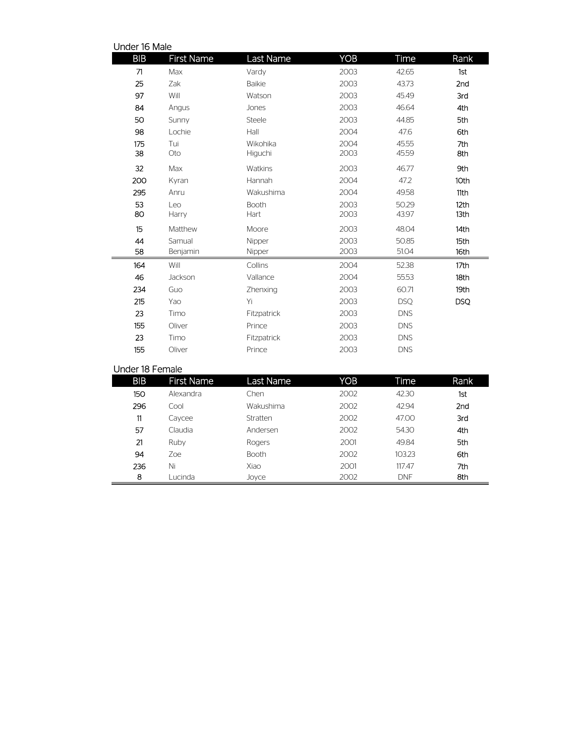Under 16 Male

| BIB | First Name | Last Name | YOB | Time | Rank |
|---|---|---|---|---|---|
| 71 | Max | Vardy | 2003 | 42.65 | 1st |
| 25 | Zak | Baikie | 2003 | 43.73 | 2nd |
| 97 | Will | Watson | 2003 | 45.49 | 3rd |
| 84 | Angus | Jones | 2003 | 46.64 | 4th |
| 50 | Sunny | Steele | 2003 | 44.85 | 5th |
| 98 | Lochie | Hall | 2004 | 47.6 | 6th |
| 175 | Tui | Wikohika | 2004 | 45.55 | 7th |
| 38 | Oto | Higuchi | 2003 | 45.59 | 8th |
| 32 | Max | Watkins | 2003 | 46.77 | 9th |
| 200 | Kyran | Hannah | 2004 | 47.2 | 10th |
| 295 | Anru | Wakushima | 2004 | 49.58 | 11th |
| 53 | Leo | Booth | 2003 | 50.29 | 12th |
| 80 | Harry | Hart | 2003 | 43.97 | 13th |
| 15 | Matthew | Moore | 2003 | 48.04 | 14th |
| 44 | Samual | Nipper | 2003 | 50.85 | 15th |
| 58 | Benjamin | Nipper | 2003 | 51.04 | 16th |
| 164 | Will | Collins | 2004 | 52.38 | 17th |
| 46 | Jackson | Vallance | 2004 | 55.53 | 18th |
| 234 | Guo | Zhenxing | 2003 | 60.71 | 19th |
| 215 | Yao | Yi | 2003 | DSQ | DSQ |
| 23 | Timo | Fitzpatrick | 2003 | DNS | |
| 155 | Oliver | Prince | 2003 | DNS | |
| 23 | Timo | Fitzpatrick | 2003 | DNS | |
| 155 | Oliver | Prince | 2003 | DNS | |

Under 18 Female

| BIB | First Name | Last Name | YOB | Time | Rank |
|---|---|---|---|---|---|
| 150 | Alexandra | Chen | 2002 | 42.30 | 1st |
| 296 | Cool | Wakushima | 2002 | 42.94 | 2nd |
| 11 | Caycee | Stratten | 2002 | 47.00 | 3rd |
| 57 | Claudia | Andersen | 2002 | 54.30 | 4th |
| 21 | Ruby | Rogers | 2001 | 49.84 | 5th |
| 94 | Zoe | Booth | 2002 | 103.23 | 6th |
| 236 | Ni | Xiao | 2001 | 117.47 | 7th |
| 8 | Lucinda | Joyce | 2002 | DNF | 8th |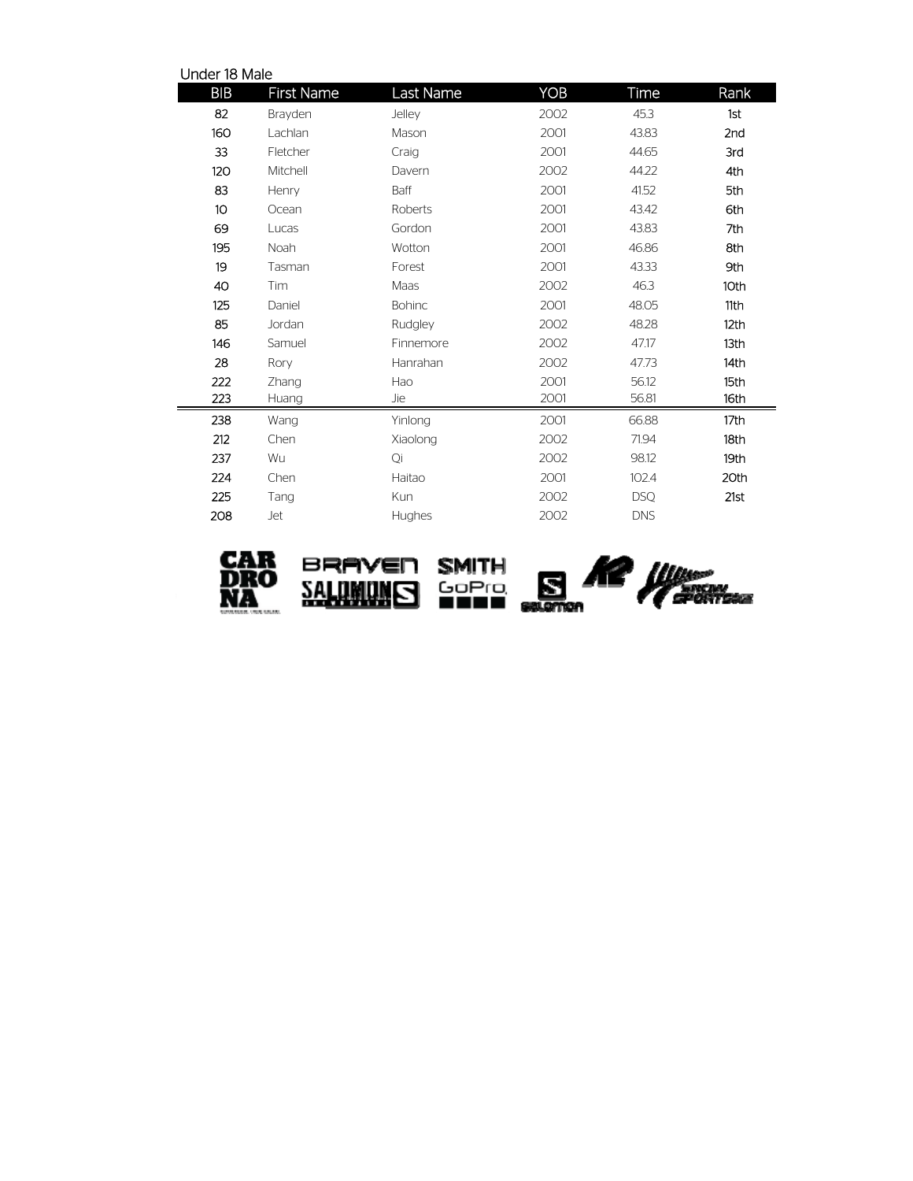Under 18 Male

| BIB | First Name | Last Name | YOB | Time | Rank |
|---|---|---|---|---|---|
| 82 | Brayden | Jelley | 2002 | 45.3 | 1st |
| 160 | Lachlan | Mason | 2001 | 43.83 | 2nd |
| 33 | Fletcher | Craig | 2001 | 44.65 | 3rd |
| 120 | Mitchell | Davern | 2002 | 44.22 | 4th |
| 83 | Henry | Baff | 2001 | 41.52 | 5th |
| 10 | Ocean | Roberts | 2001 | 43.42 | 6th |
| 69 | Lucas | Gordon | 2001 | 43.83 | 7th |
| 195 | Noah | Wotton | 2001 | 46.86 | 8th |
| 19 | Tasman | Forest | 2001 | 43.33 | 9th |
| 40 | Tim | Maas | 2002 | 46.3 | 10th |
| 125 | Daniel | Bohinc | 2001 | 48.05 | 11th |
| 85 | Jordan | Rudgley | 2002 | 48.28 | 12th |
| 146 | Samuel | Finnemore | 2002 | 47.17 | 13th |
| 28 | Rory | Hanrahan | 2002 | 47.73 | 14th |
| 222 | Zhang | Hao | 2001 | 56.12 | 15th |
| 223 | Huang | Jie | 2001 | 56.81 | 16th |
| 238 | Wang | Yinlong | 2001 | 66.88 | 17th |
| 212 | Chen | Xiaolong | 2002 | 71.94 | 18th |
| 237 | Wu | Qi | 2002 | 98.12 | 19th |
| 224 | Chen | Haitao | 2001 | 102.4 | 20th |
| 225 | Tang | Kun | 2002 | DSQ | 21st |
| 208 | Jet | Hughes | 2002 | DNS | |